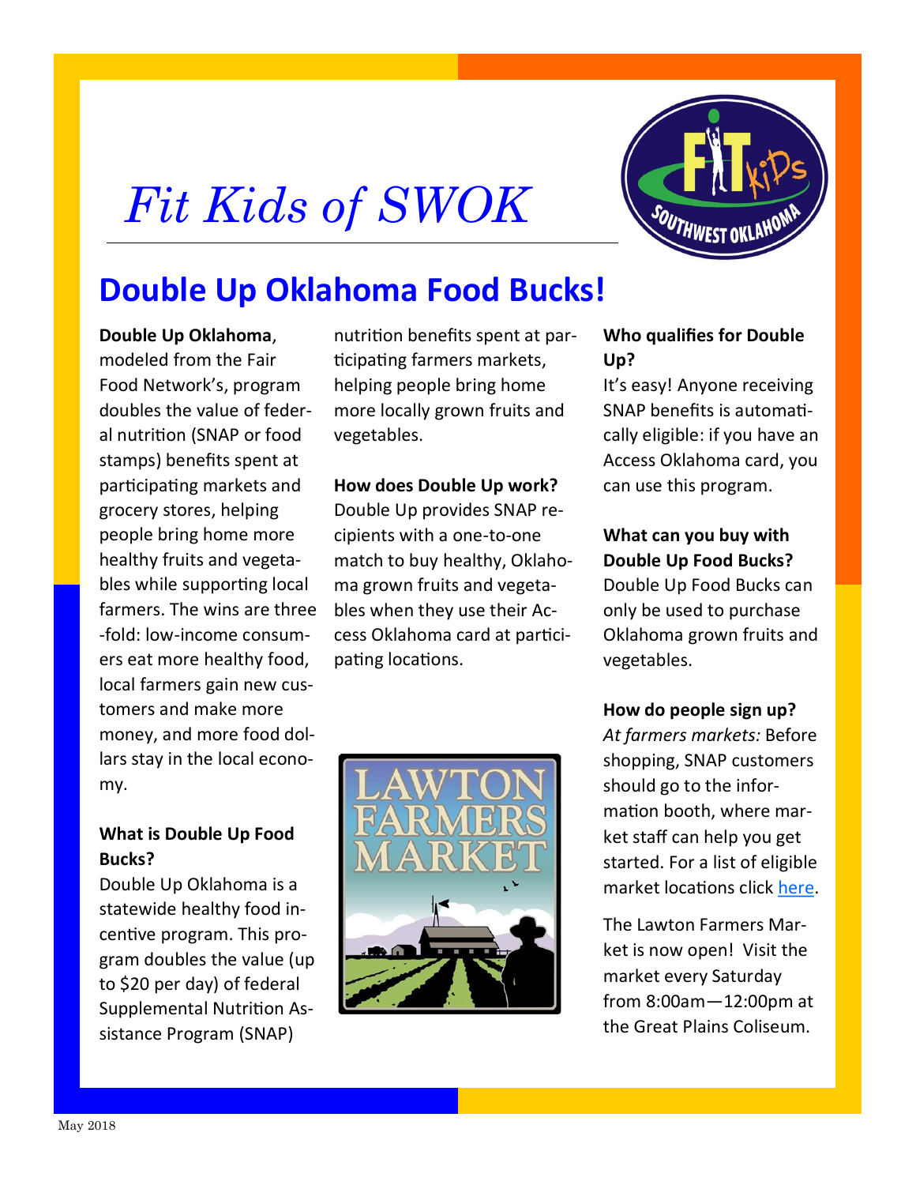# Fit Kids of SWOK

## Double Up Oklahoma Food Bucks!

**Double Up Oklahoma**, modeled from the Fair Food Network's, program doubles the value of federal nutrition (SNAP or food stamps) benefits spent at participating markets and grocery stores, helping people bring home more healthy fruits and vegetables while supporting local farmers. The wins are three-fold: low-income consumers eat more healthy food, local farmers gain new customers and make more money, and more food dollars stay in the local economy.

**What is Double Up Food Bucks?**
Double Up Oklahoma is a statewide healthy food incentive program. This program doubles the value (up to $20 per day) of federal Supplemental Nutrition Assistance Program (SNAP) nutrition benefits spent at participating farmers markets, helping people bring home more locally grown fruits and vegetables.

**How does Double Up work?**
Double Up provides SNAP recipients with a one-to-one match to buy healthy, Oklahoma grown fruits and vegetables when they use their Access Oklahoma card at participating locations.

**Who qualifies for Double Up?**
It's easy! Anyone receiving SNAP benefits is automatically eligible: if you have an Access Oklahoma card, you can use this program.

**What can you buy with Double Up Food Bucks?**
Double Up Food Bucks can only be used to purchase Oklahoma grown fruits and vegetables.

**How do people sign up?**
*At farmers markets:* Before shopping, SNAP customers should go to the information booth, where market staff can help you get started. For a list of eligible market locations click here.

The Lawton Farmers Market is now open! Visit the market every Saturday from 8:00am—12:00pm at the Great Plains Coliseum.

May 2018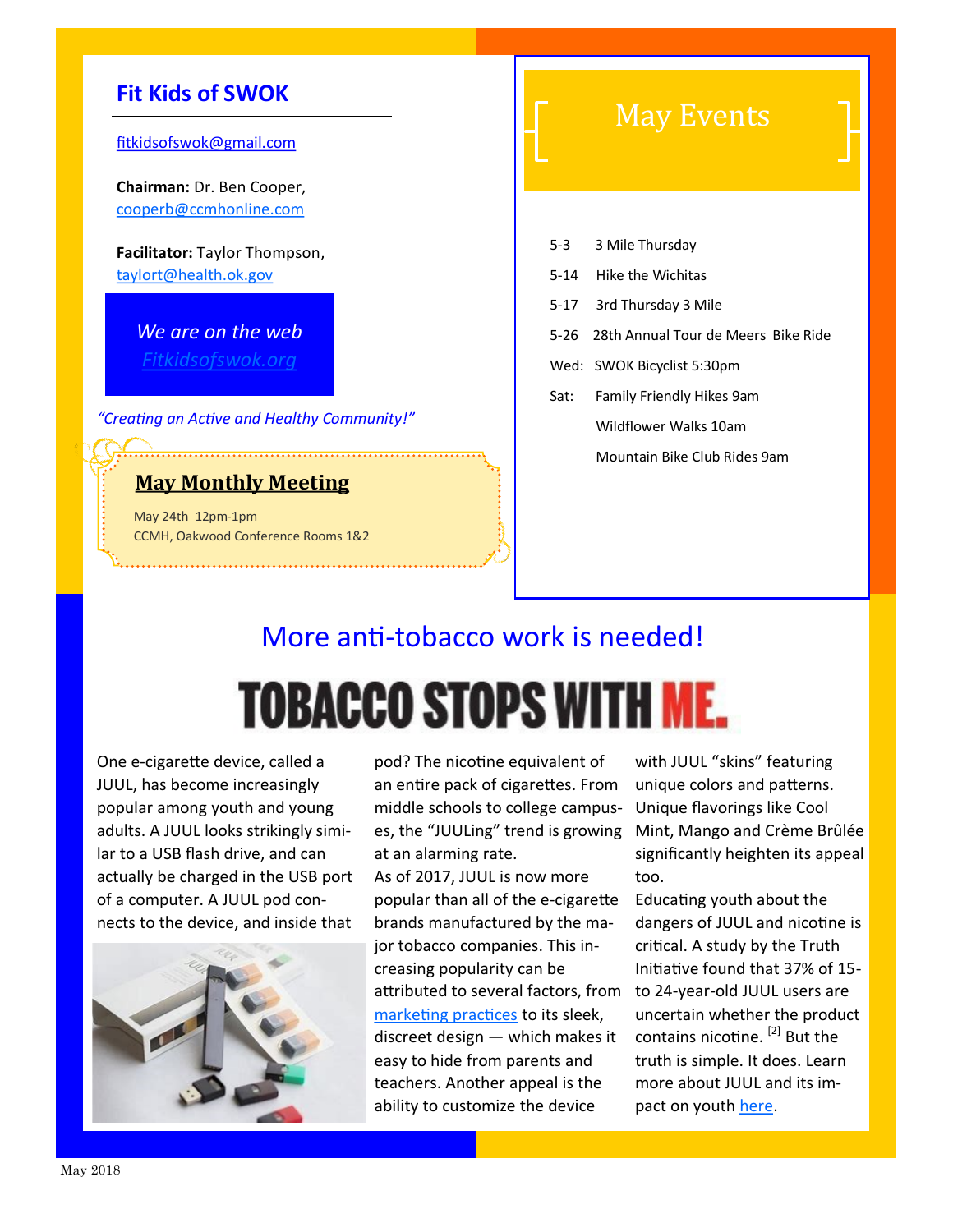## Fit Kids of SWOK

fitkidsofswok@gmail.com

**Chairman:** Dr. Ben Cooper, cooperb@ccmhonline.com

**Facilitator:** Taylor Thompson, taylort@health.ok.gov

*We are on the web*
*Fitkidsofswok.org*

*"Creating an Active and Healthy Community!"*

### May Monthly Meeting

May 24th 12pm-1pm
CCMH, Oakwood Conference Rooms 1&2

## May Events

| | |
|---|---|
| 5-3 | 3 Mile Thursday |
| 5-14 | Hike the Wichitas |
| 5-17 | 3rd Thursday 3 Mile |
| 5-26 | 28th Annual Tour de Meers Bike Ride |
| Wed: | SWOK Bicyclist 5:30pm |
| Sat: | Family Friendly Hikes 9am |
| | Wildflower Walks 10am |
| | Mountain Bike Club Rides 9am |

## More anti-tobacco work is needed!

# TOBACCO STOPS WITH ME.

One e-cigarette device, called a JUUL, has become increasingly popular among youth and young adults. A JUUL looks strikingly similar to a USB flash drive, and can actually be charged in the USB port of a computer. A JUUL pod connects to the device, and inside that pod? The nicotine equivalent of an entire pack of cigarettes. From middle schools to college campuses, the "JUULing" trend is growing at an alarming rate.

As of 2017, JUUL is now more popular than all of the e-cigarette brands manufactured by the major tobacco companies. This increasing popularity can be attributed to several factors, from marketing practices to its sleek, discreet design — which makes it easy to hide from parents and teachers. Another appeal is the ability to customize the device with JUUL "skins" featuring unique colors and patterns. Unique flavorings like Cool Mint, Mango and Crème Brûlée significantly heighten its appeal too.

Educating youth about the dangers of JUUL and nicotine is critical. A study by the Truth Initiative found that 37% of 15- to 24-year-old JUUL users are uncertain whether the product contains nicotine. [2] But the truth is simple. It does. Learn more about JUUL and its impact on youth here.